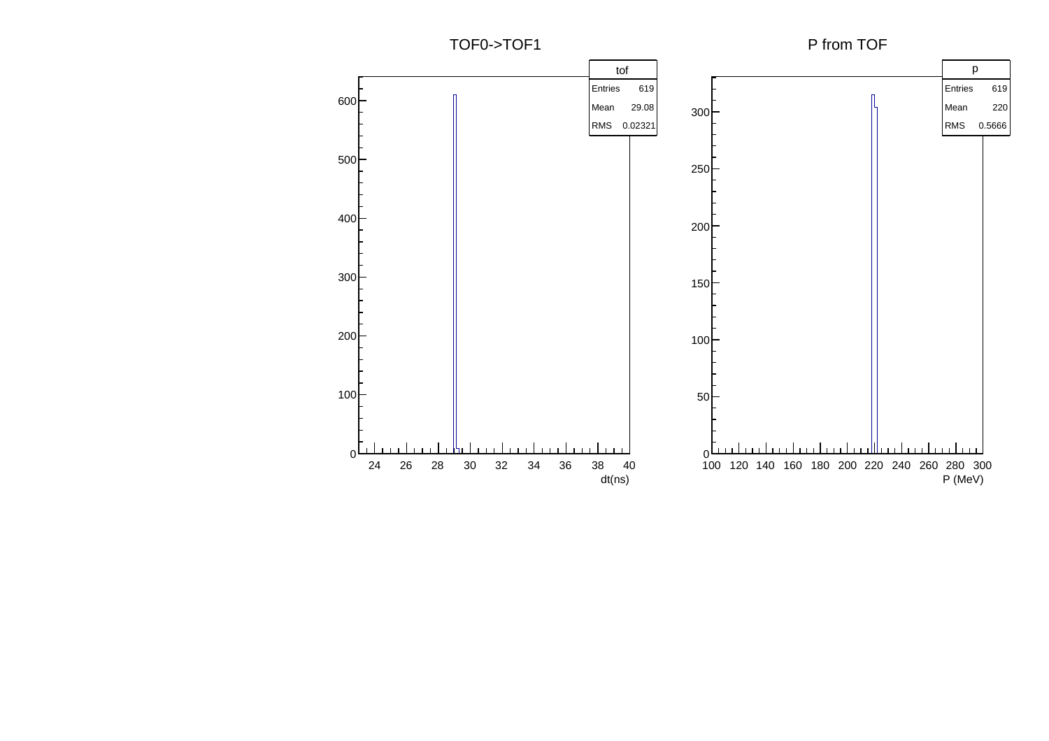## TOF0->TOF1

| tof | |
|---|---|
| Entries | 619 |
| Mean | 29.08 |
| RMS | 0.02321 |

dt(ns)

## P from TOF

| p | |
|---|---|
| Entries | 619 |
| Mean | 220 |
| RMS | 0.5666 |

P (MeV)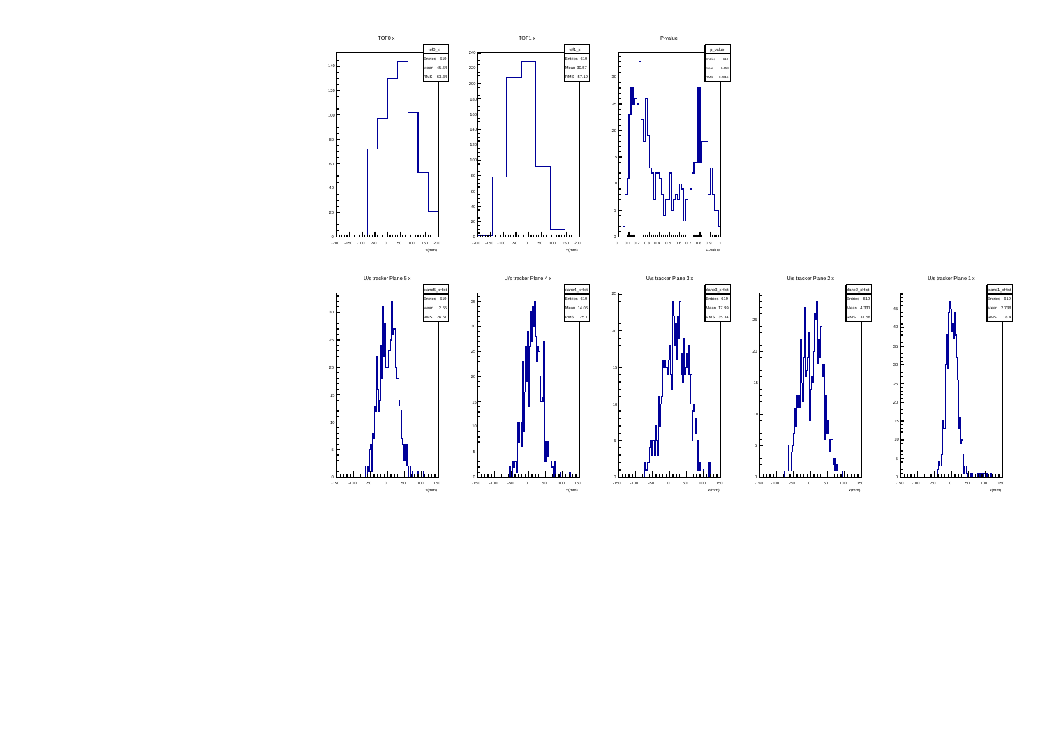TOF0 x

| tof0_x | |
| --- | --- |
| Entries | 619 |
| Mean | 45.64 |
| RMS | 63.34 |

x(mm)

TOF1 x

| tof1_x | |
| --- | --- |
| Entries | 619 |
| Mean | -30.57 |
| RMS | 57.19 |

x(mm)

P-value

| p_value | |
| --- | --- |
| Entries | 619 |
| Mean | 0.450 |
| RMS | 0.2918 |

P-value

U/s tracker Plane 5 x

| plane5_xHist | |
| --- | --- |
| Entries | 619 |
| Mean | 2.65 |
| RMS | 26.61 |

x(mm)

U/s tracker Plane 4 x

| plane4_xHist | |
| --- | --- |
| Entries | 619 |
| Mean | 14.06 |
| RMS | 25.1 |

x(mm)

U/s tracker Plane 3 x

| plane3_xHist | |
| --- | --- |
| Entries | 619 |
| Mean | 17.99 |
| RMS | 35.34 |

x(mm)

U/s tracker Plane 2 x

| plane2_xHist | |
| --- | --- |
| Entries | 619 |
| Mean | 4.331 |
| RMS | 31.58 |

x(mm)

U/s tracker Plane 1 x

| plane1_xHist | |
| --- | --- |
| Entries | 619 |
| Mean | 2.738 |
| RMS | 18.4 |

x(mm)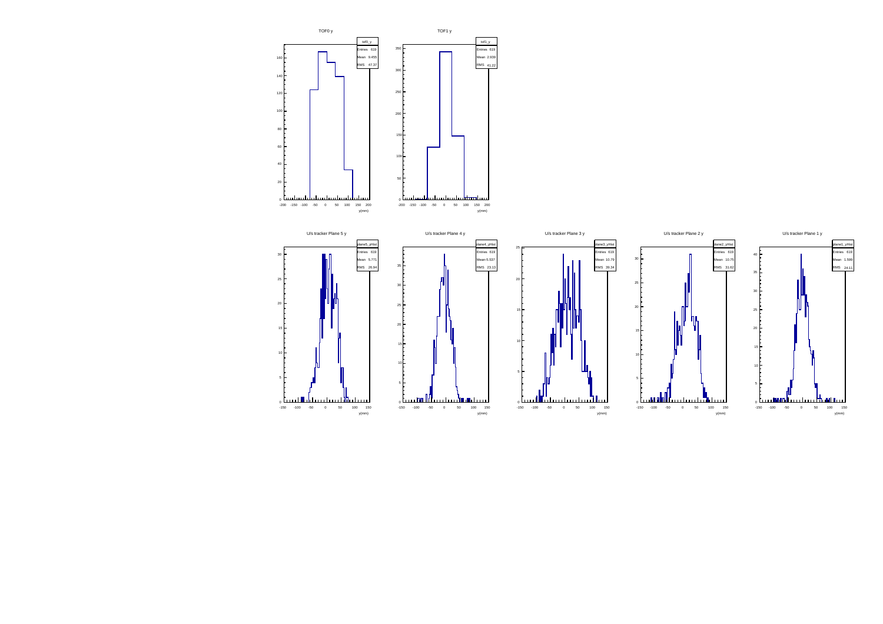**TOF0 y**

| tof0_y | |
|---|---|
| Entries | 619 |
| Mean | 9.455 |
| RMS | 47.37 |

y(mm)

**TOF1 y**

| tof1_y | |
|---|---|
| Entries | 619 |
| Mean | 2.939 |
| RMS | 41.22 |

y(mm)

**U/s tracker Plane 5 y**

| plane5_yHist | |
|---|---|
| Entries | 619 |
| Mean | 5.771 |
| RMS | 26.94 |

y(mm)

**U/s tracker Plane 4 y**

| plane4_yHist | |
|---|---|
| Entries | 619 |
| Mean | -5.537 |
| RMS | 23.13 |

y(mm)

**U/s tracker Plane 3 y**

| plane3_yHist | |
|---|---|
| Entries | 619 |
| Mean | 10.79 |
| RMS | 39.34 |

y(mm)

**U/s tracker Plane 2 y**

| plane2_yHist | |
|---|---|
| Entries | 619 |
| Mean | 10.75 |
| RMS | 31.62 |

y(mm)

**U/s tracker Plane 1 y**

| plane1_yHist | |
|---|---|
| Entries | 619 |
| Mean | 1.599 |
| RMS | 24.11 |

y(mm)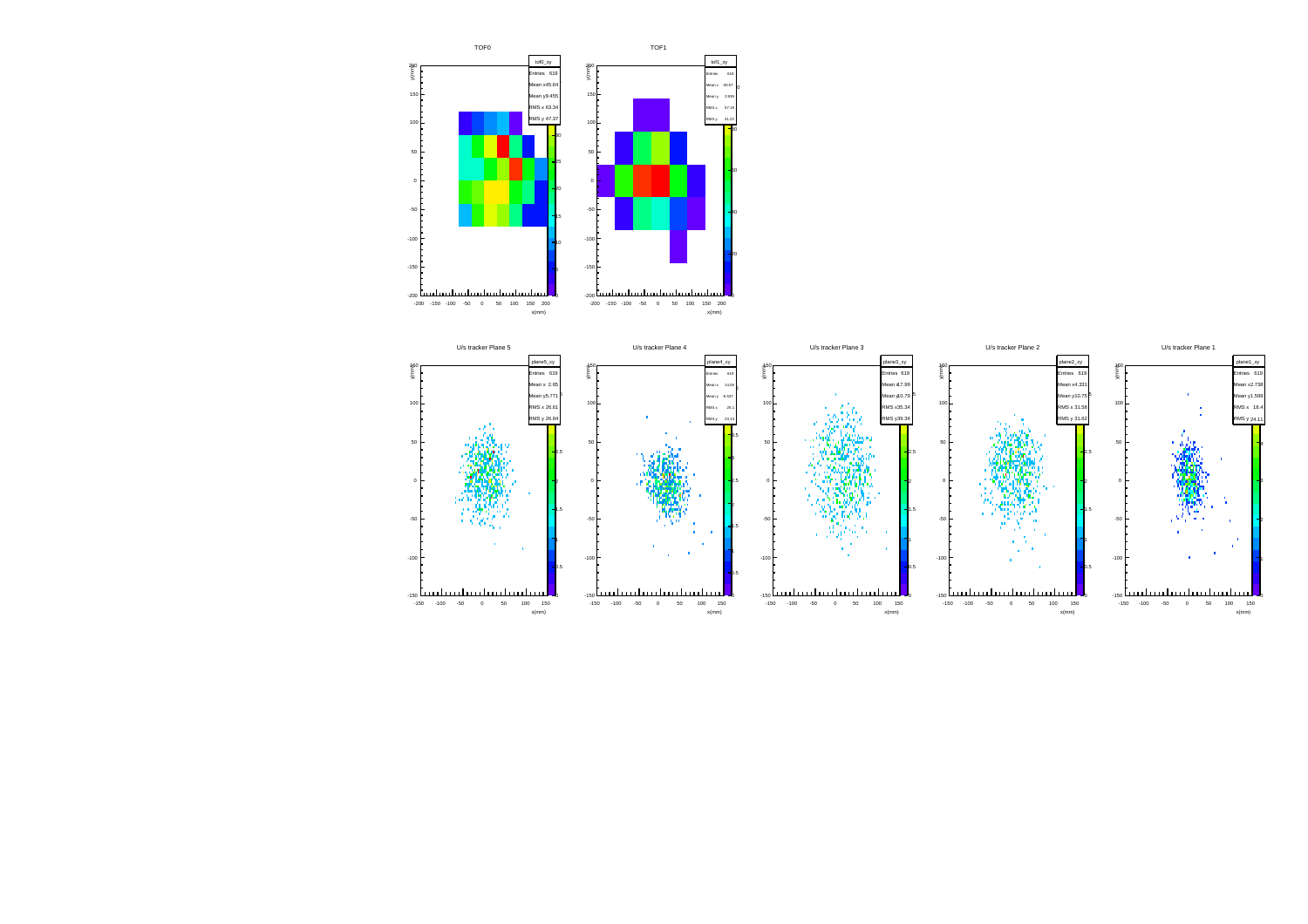TOF0

| tof0_xy | |
|---|---|
| Entries | 619 |
| Mean x | 45.64 |
| Mean y | 9.455 |
| RMS x | 63.34 |
| RMS y | 47.37 |

TOF1

| tof1_xy | |
|---|---|
| Entries | 619 |
| Mean x | 30.97 |
| Mean y | 2.939 |
| RMS x | 57.16 |
| RMS y | 41.22 |

U/s tracker Plane 5

| plane5_xy | |
|---|---|
| Entries | 619 |
| Mean x | 2.65 |
| Mean y | 5.771 |
| RMS x | 26.61 |
| RMS y | 26.94 |

U/s tracker Plane 4

| plane4_xy | |
|---|---|
| Entries | 619 |
| Mean x | 14.06 |
| Mean y | -9.507 |
| RMS x | 25.1 |
| RMS y | 23.12 |

U/s tracker Plane 3

| plane3_xy | |
|---|---|
| Entries | 619 |
| Mean x | 17.99 |
| Mean y | 10.79 |
| RMS x | 35.34 |
| RMS y | 39.34 |

U/s tracker Plane 2

| plane2_xy | |
|---|---|
| Entries | 619 |
| Mean x | 4.331 |
| Mean y | 10.75 |
| RMS x | 31.58 |
| RMS y | 31.62 |

U/s tracker Plane 1

| plane1_xy | |
|---|---|
| Entries | 619 |
| Mean x | 2.738 |
| Mean y | 1.599 |
| RMS x | 18.4 |
| RMS y | 24.11 |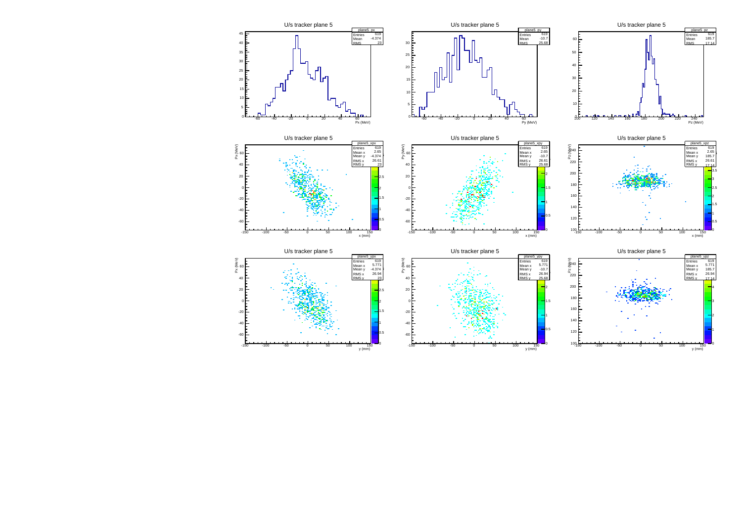U/s tracker plane 5

| plane5_px | |
|---|---|
| Entries | 619 |
| Mean | -4.374 |
| RMS | 23 |

Px (MeV)

U/s tracker plane 5

| plane5_py | |
|---|---|
| Entries | 619 |
| Mean | -10.7 |
| RMS | 25.68 |

Py (MeV)

U/s tracker plane 5

| plane5_pz | |
|---|---|
| Entries | 619 |
| Mean | 185.7 |
| RMS | 17.14 |

Pz (MeV)

U/s tracker plane 5

| plane5_xpx | |
|---|---|
| Entries | 619 |
| Mean x | 2.65 |
| Mean y | -4.374 |
| RMS x | 26.61 |
| RMS y | 23 |

Px (MeV) vs x (mm)

U/s tracker plane 5

| plane5_xpy | |
|---|---|
| Entries | 619 |
| Mean x | 2.65 |
| Mean y | -10.7 |
| RMS x | 26.61 |
| RMS y | 25.68 |

Py (MeV) vs x (mm)

U/s tracker plane 5

| plane5_xpz | |
|---|---|
| Entries | 619 |
| Mean x | 2.65 |
| Mean y | 185.7 |
| RMS x | 26.61 |
| RMS y | 17.14 |

Pz (MeV) vs x (mm)

U/s tracker plane 5

| plane5_ypx | |
|---|---|
| Entries | 619 |
| Mean x | 5.771 |
| Mean y | -4.374 |
| RMS x | 26.94 |
| RMS y | 23 |

Px (MeV) vs y (mm)

U/s tracker plane 5

| plane5_ypy | |
|---|---|
| Entries | 619 |
| Mean x | 5.771 |
| Mean y | -10.7 |
| RMS x | 26.94 |
| RMS y | 25.68 |

Py (MeV) vs y (mm)

U/s tracker plane 5

| plane5_ypz | |
|---|---|
| Entries | 619 |
| Mean x | 5.771 |
| Mean y | 185.7 |
| RMS x | 26.94 |
| RMS y | 17.14 |

Pz (MeV) vs y (mm)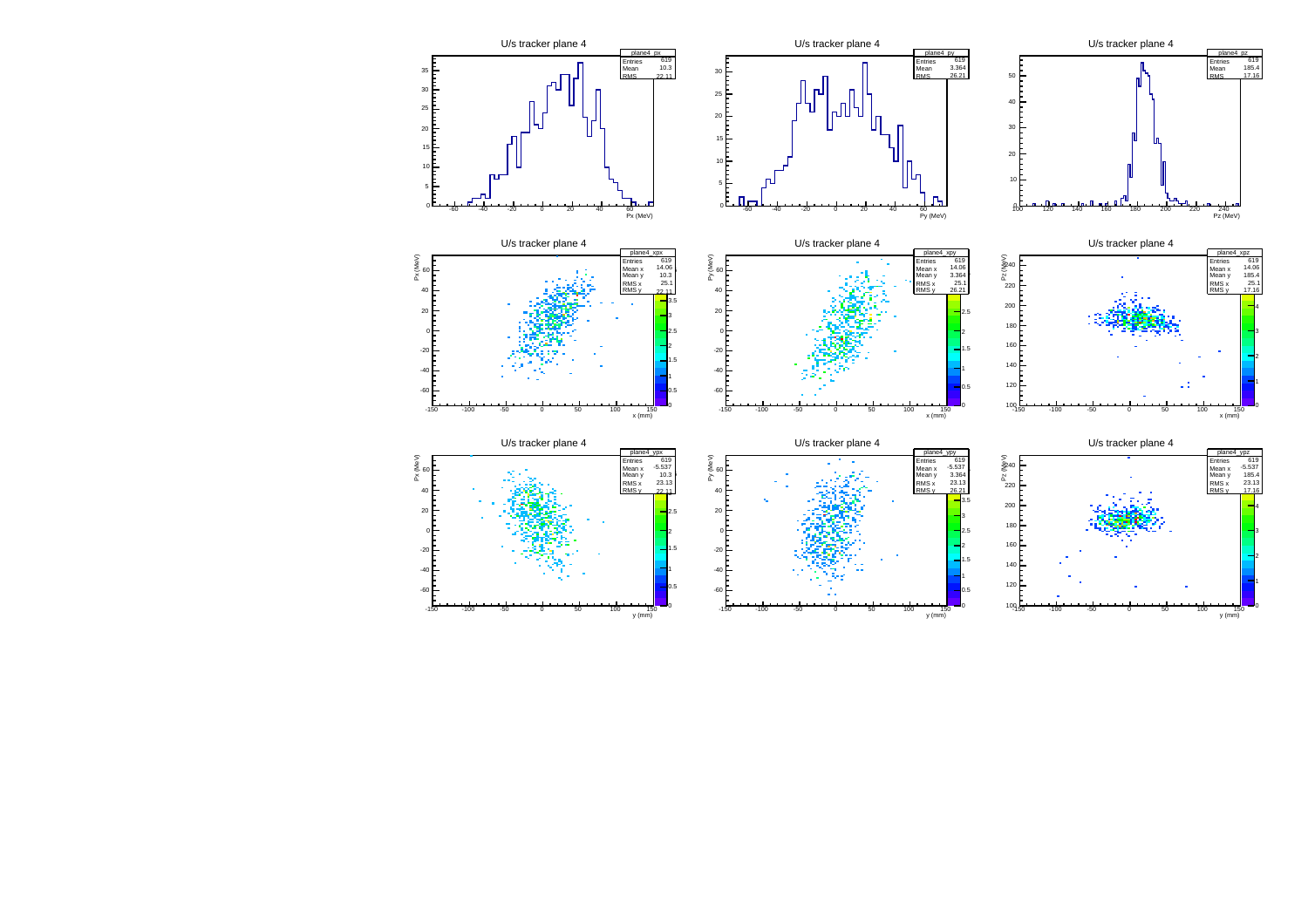## U/s tracker plane 4

| plane4_px | |
|---|---|
| Entries | 619 |
| Mean | 10.3 |
| RMS | 22.11 |

Px (MeV)

## U/s tracker plane 4

| plane4_py | |
|---|---|
| Entries | 619 |
| Mean | 3.364 |
| RMS | 26.21 |

Py (MeV)

## U/s tracker plane 4

| plane4_pz | |
|---|---|
| Entries | 619 |
| Mean | 185.4 |
| RMS | 17.16 |

Pz (MeV)

## U/s tracker plane 4

| plane4_xpx | |
|---|---|
| Entries | 619 |
| Mean x | 14.06 |
| Mean y | 10.3 |
| RMS x | 25.1 |
| RMS y | 22.11 |

Px (MeV) vs. x (mm)

## U/s tracker plane 4

| plane4_xpy | |
|---|---|
| Entries | 619 |
| Mean x | 14.06 |
| Mean y | 3.364 |
| RMS x | 25.1 |
| RMS y | 26.21 |

Py (MeV) vs. x (mm)

## U/s tracker plane 4

| plane4_xpz | |
|---|---|
| Entries | 619 |
| Mean x | 14.06 |
| Mean y | 185.4 |
| RMS x | 25.1 |
| RMS y | 17.16 |

Pz (MeV) vs. x (mm)

## U/s tracker plane 4

| plane4_ypx | |
|---|---|
| Entries | 619 |
| Mean x | -5.537 |
| Mean y | 10.3 |
| RMS x | 23.13 |
| RMS y | 22.11 |

Px (MeV) vs. y (mm)

## U/s tracker plane 4

| plane4_ypy | |
|---|---|
| Entries | 619 |
| Mean x | -5.537 |
| Mean y | 3.364 |
| RMS x | 23.13 |
| RMS y | 26.21 |

Py (MeV) vs. y (mm)

## U/s tracker plane 4

| plane4_ypz | |
|---|---|
| Entries | 619 |
| Mean x | -5.537 |
| Mean y | 185.4 |
| RMS x | 23.13 |
| RMS y | 17.16 |

Pz (MeV) vs. y (mm)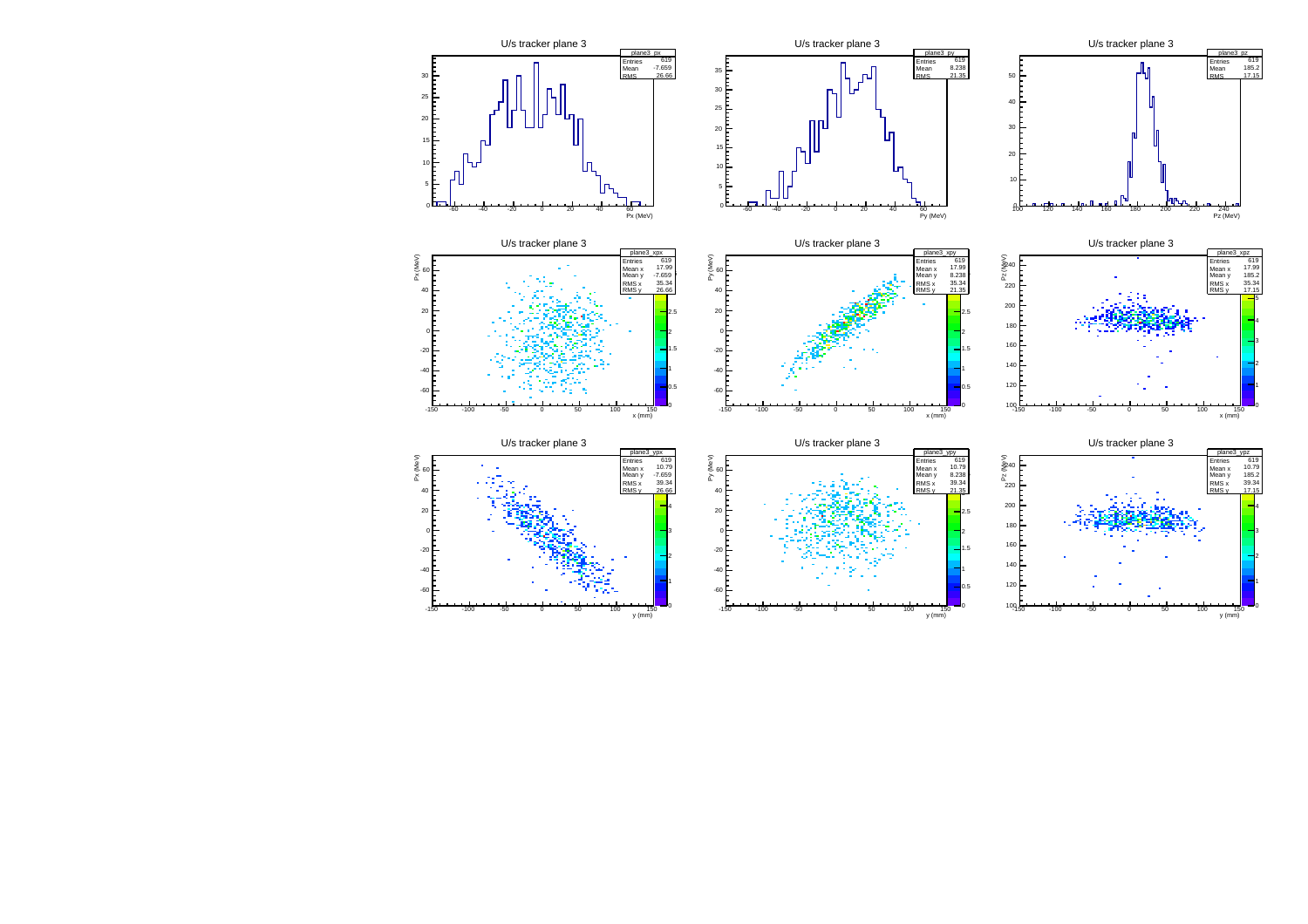U/s tracker plane 3

| plane3_px | |
|---|---|
| Entries | 619 |
| Mean | -7.659 |
| RMS | 26.66 |

U/s tracker plane 3

| plane3_py | |
|---|---|
| Entries | 619 |
| Mean | 8.238 |
| RMS | 21.35 |

U/s tracker plane 3

| plane3_pz | |
|---|---|
| Entries | 619 |
| Mean | 185.2 |
| RMS | 17.15 |

U/s tracker plane 3

| plane3_xpx | |
|---|---|
| Entries | 619 |
| Mean x | 17.99 |
| Mean y | -7.659 |
| RMS x | 35.34 |
| RMS y | 26.66 |

U/s tracker plane 3

| plane3_xpy | |
|---|---|
| Entries | 619 |
| Mean x | 17.99 |
| Mean y | 8.238 |
| RMS x | 35.34 |
| RMS y | 21.35 |

U/s tracker plane 3

| plane3_xpz | |
|---|---|
| Entries | 619 |
| Mean x | 17.99 |
| Mean y | 185.2 |
| RMS x | 35.34 |
| RMS y | 17.15 |

U/s tracker plane 3

| plane3_ypx | |
|---|---|
| Entries | 619 |
| Mean x | 10.79 |
| Mean y | -7.659 |
| RMS x | 39.34 |
| RMS y | 26.66 |

U/s tracker plane 3

| plane3_ypy | |
|---|---|
| Entries | 619 |
| Mean x | 10.79 |
| Mean y | 8.238 |
| RMS x | 39.34 |
| RMS y | 21.35 |

U/s tracker plane 3

| plane3_ypz | |
|---|---|
| Entries | 619 |
| Mean x | 10.79 |
| Mean y | 185.2 |
| RMS x | 39.34 |
| RMS y | 17.15 |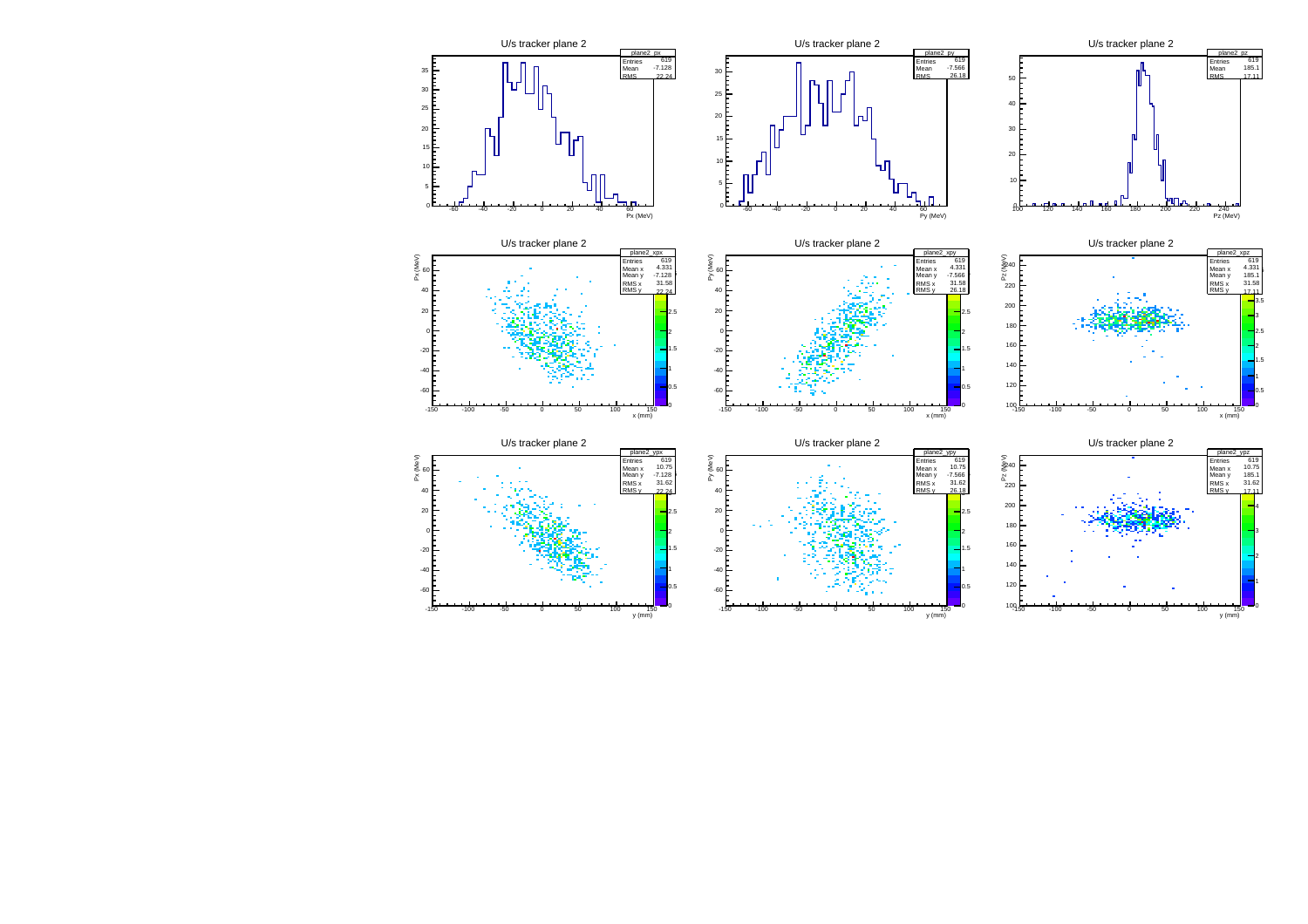U/s tracker plane 2

| plane2_px | |
|---|---|
| Entries | 619 |
| Mean | -7.128 |
| RMS | 22.24 |

Px (MeV)

U/s tracker plane 2

| plane2_py | |
|---|---|
| Entries | 619 |
| Mean | -7.566 |
| RMS | 26.18 |

Py (MeV)

U/s tracker plane 2

| plane2_pz | |
|---|---|
| Entries | 619 |
| Mean | 185.1 |
| RMS | 17.11 |

Pz (MeV)

U/s tracker plane 2

| plane2_xpx | |
|---|---|
| Entries | 619 |
| Mean x | 4.331 |
| Mean y | -7.128 |
| RMS x | 31.58 |
| RMS y | 22.24 |

Px (MeV) vs x (mm)

U/s tracker plane 2

| plane2_xpy | |
|---|---|
| Entries | 619 |
| Mean x | 4.331 |
| Mean y | -7.566 |
| RMS x | 31.58 |
| RMS y | 26.18 |

Py (MeV) vs x (mm)

U/s tracker plane 2

| plane2_xpz | |
|---|---|
| Entries | 619 |
| Mean x | 4.331 |
| Mean y | 185.1 |
| RMS x | 31.58 |
| RMS y | 17.11 |

Pz (MeV) vs x (mm)

U/s tracker plane 2

| plane2_ypx | |
|---|---|
| Entries | 619 |
| Mean x | 10.75 |
| Mean y | -7.128 |
| RMS x | 31.62 |
| RMS y | 22.24 |

Px (MeV) vs y (mm)

U/s tracker plane 2

| plane2_ypy | |
|---|---|
| Entries | 619 |
| Mean x | 10.75 |
| Mean y | -7.566 |
| RMS x | 31.62 |
| RMS y | 26.18 |

Py (MeV) vs y (mm)

U/s tracker plane 2

| plane2_ypz | |
|---|---|
| Entries | 619 |
| Mean x | 10.75 |
| Mean y | 185.1 |
| RMS x | 31.62 |
| RMS y | 17.11 |

Pz (MeV) vs y (mm)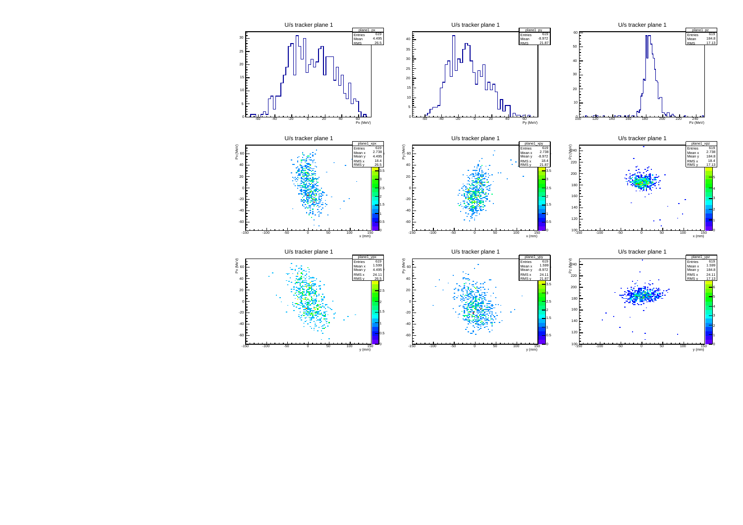U/s tracker plane 1

| plane1_px | |
|---|---|
| Entries | 619 |
| Mean | 4.495 |
| RMS | 26.5 |

Px (MeV)

U/s tracker plane 1

| plane1_py | |
|---|---|
| Entries | 619 |
| Mean | -8.972 |
| RMS | 21.87 |

Py (MeV)

U/s tracker plane 1

| plane1_pz | |
|---|---|
| Entries | 619 |
| Mean | 184.8 |
| RMS | 17.13 |

Pz (MeV)

U/s tracker plane 1

| plane1_xpx | |
|---|---|
| Entries | 619 |
| Mean x | 2.738 |
| Mean y | 4.495 |
| RMS x | 18.4 |
| RMS y | 26.5 |

Px (MeV) vs. x (mm)

U/s tracker plane 1

| plane1_xpy | |
|---|---|
| Entries | 619 |
| Mean x | 2.738 |
| Mean y | -8.972 |
| RMS x | 18.4 |
| RMS y | 21.87 |

Py (MeV) vs. x (mm)

U/s tracker plane 1

| plane1_xpz | |
|---|---|
| Entries | 619 |
| Mean x | 2.738 |
| Mean y | 184.8 |
| RMS x | 18.4 |
| RMS y | 17.13 |

Pz (MeV) vs. x (mm)

U/s tracker plane 1

| plane1_ypx | |
|---|---|
| Entries | 619 |
| Mean x | 1.599 |
| Mean y | 4.495 |
| RMS x | 24.11 |
| RMS y | 26.5 |

Px (MeV) vs. y (mm)

U/s tracker plane 1

| plane1_ypy | |
|---|---|
| Entries | 619 |
| Mean x | 1.599 |
| Mean y | -8.972 |
| RMS x | 24.11 |
| RMS y | 21.87 |

Py (MeV) vs. y (mm)

U/s tracker plane 1

| plane1_ypz | |
|---|---|
| Entries | 619 |
| Mean x | 1.599 |
| Mean y | 184.8 |
| RMS x | 24.11 |
| RMS y | 17.13 |

Pz (MeV) vs. y (mm)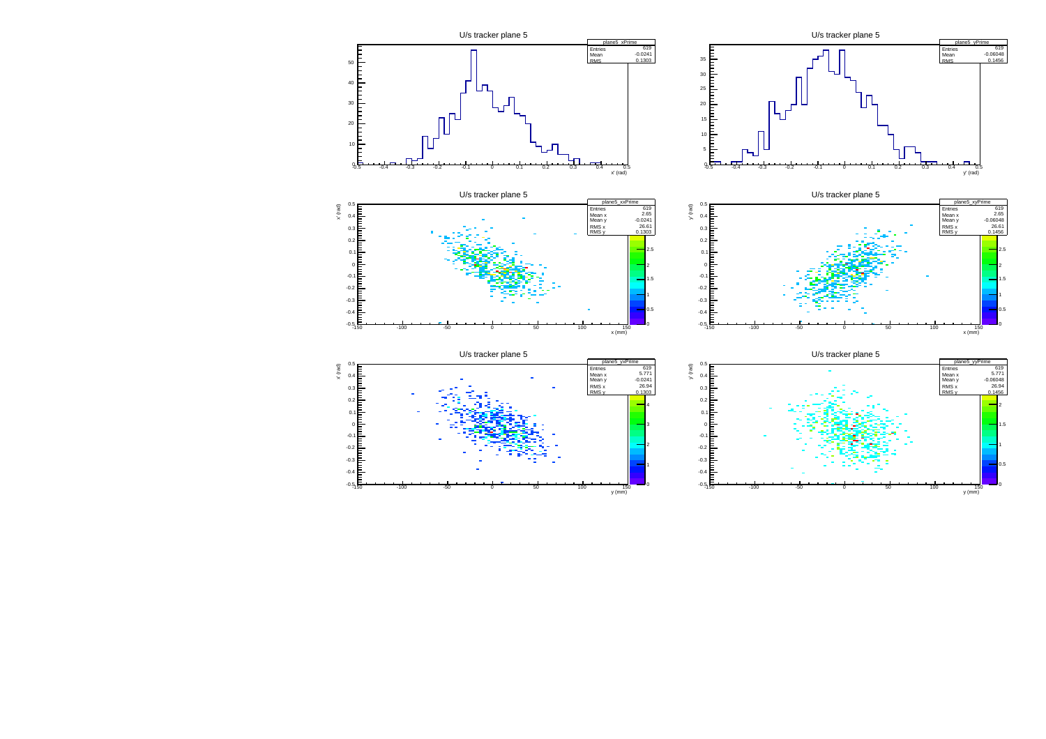## U/s tracker plane 5

| plane5_xPrime | |
|---|---|
| Entries | 619 |
| Mean | -0.0241 |
| RMS | 0.1303 |

x' (rad)

## U/s tracker plane 5

| plane5_yPrime | |
|---|---|
| Entries | 619 |
| Mean | -0.06048 |
| RMS | 0.1456 |

y' (rad)

## U/s tracker plane 5

| plane5_xxPrime | |
|---|---|
| Entries | 619 |
| Mean x | 2.65 |
| Mean y | -0.0241 |
| RMS x | 26.61 |
| RMS y | 0.1303 |

x' (rad) vs. x (mm)

## U/s tracker plane 5

| plane5_xyPrime | |
|---|---|
| Entries | 619 |
| Mean x | 2.65 |
| Mean y | -0.06048 |
| RMS x | 26.61 |
| RMS y | 0.1456 |

y' (rad) vs. x (mm)

## U/s tracker plane 5

| plane5_yxPrime | |
|---|---|
| Entries | 619 |
| Mean x | 5.771 |
| Mean y | -0.0241 |
| RMS x | 26.94 |
| RMS y | 0.1303 |

x' (rad) vs. y (mm)

## U/s tracker plane 5

| plane5_yyPrime | |
|---|---|
| Entries | 619 |
| Mean x | 5.771 |
| Mean y | -0.06048 |
| RMS x | 26.94 |
| RMS y | 0.1456 |

y' (rad) vs. y (mm)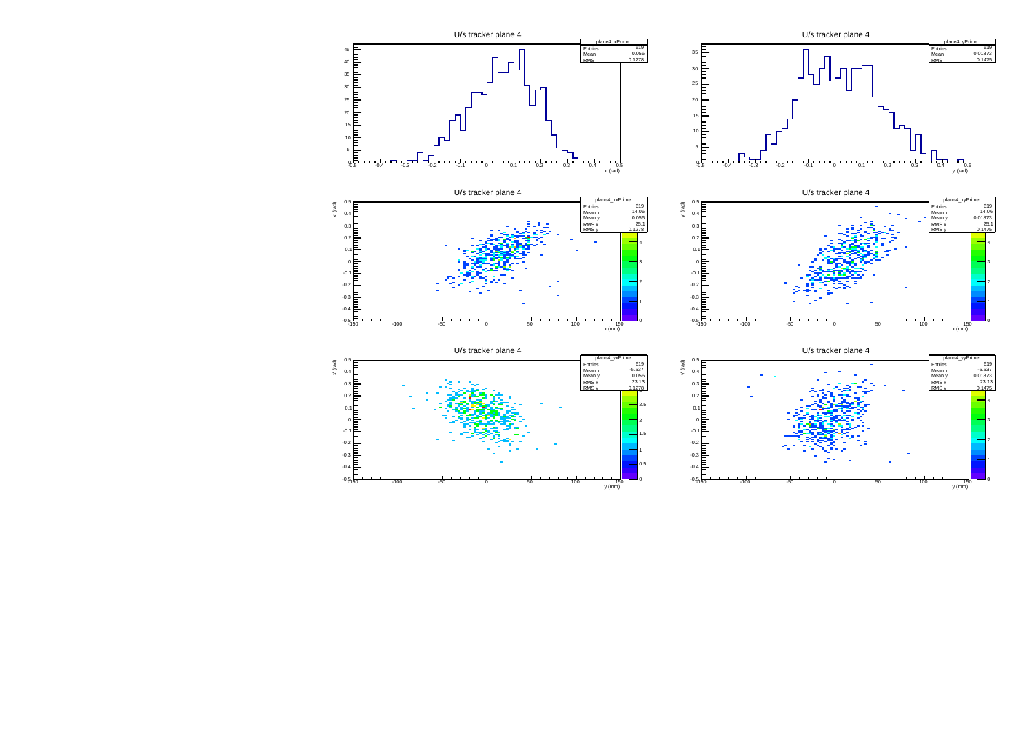## U/s tracker plane 4

| plane4_xPrime | |
|---|---|
| Entries | 619 |
| Mean | 0.056 |
| RMS | 0.1278 |

x' (rad)

## U/s tracker plane 4

| plane4_yPrime | |
|---|---|
| Entries | 619 |
| Mean | 0.01873 |
| RMS | 0.1475 |

y' (rad)

## U/s tracker plane 4

| plane4_xxPrime | |
|---|---|
| Entries | 619 |
| Mean x | 14.06 |
| Mean y | 0.056 |
| RMS x | 25.1 |
| RMS y | 0.1278 |

x' (rad) vs. x (mm)

## U/s tracker plane 4

| plane4_xyPrime | |
|---|---|
| Entries | 619 |
| Mean x | 14.06 |
| Mean y | 0.01873 |
| RMS x | 25.1 |
| RMS y | 0.1475 |

y' (rad) vs. x (mm)

## U/s tracker plane 4

| plane4_yxPrime | |
|---|---|
| Entries | 619 |
| Mean x | -5.537 |
| Mean y | 0.056 |
| RMS x | 23.13 |
| RMS y | 0.1278 |

x' (rad) vs. y (mm)

## U/s tracker plane 4

| plane4_yyPrime | |
|---|---|
| Entries | 619 |
| Mean x | -5.537 |
| Mean y | 0.01873 |
| RMS x | 23.13 |
| RMS y | 0.1475 |

y' (rad) vs. y (mm)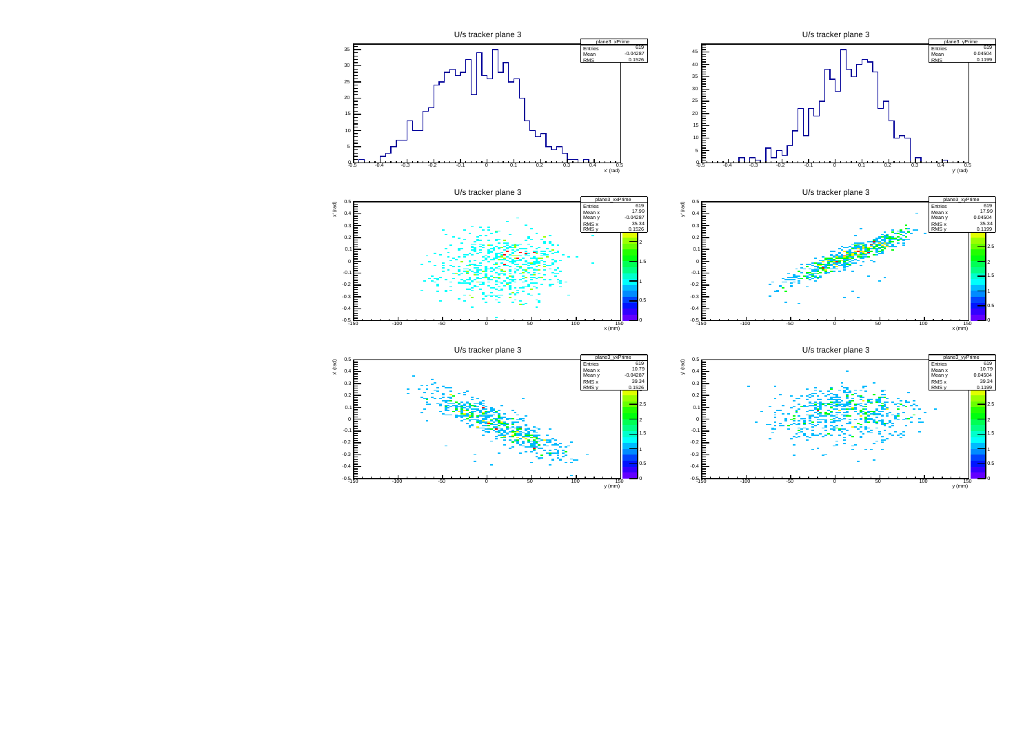U/s tracker plane 3

| plane3_xPrime | |
|---|---|
| Entries | 619 |
| Mean | -0.04287 |
| RMS | 0.1526 |

x' (rad)

U/s tracker plane 3

| plane3_yPrime | |
|---|---|
| Entries | 619 |
| Mean | 0.04504 |
| RMS | 0.1199 |

y' (rad)

U/s tracker plane 3

| plane3_xxPrime | |
|---|---|
| Entries | 619 |
| Mean x | 17.99 |
| Mean y | -0.04287 |
| RMS x | 35.34 |
| RMS y | 0.1526 |

x' (rad) vs. x (mm)

U/s tracker plane 3

| plane3_xyPrime | |
|---|---|
| Entries | 619 |
| Mean x | 17.99 |
| Mean y | 0.04504 |
| RMS x | 35.34 |
| RMS y | 0.1199 |

y' (rad) vs. x (mm)

U/s tracker plane 3

| plane3_yxPrime | |
|---|---|
| Entries | 619 |
| Mean x | 10.79 |
| Mean y | -0.04287 |
| RMS x | 39.34 |
| RMS y | 0.1526 |

x' (rad) vs. y (mm)

U/s tracker plane 3

| plane3_yyPrime | |
|---|---|
| Entries | 619 |
| Mean x | 10.79 |
| Mean y | 0.04504 |
| RMS x | 39.34 |
| RMS y | 0.1199 |

y' (rad) vs. y (mm)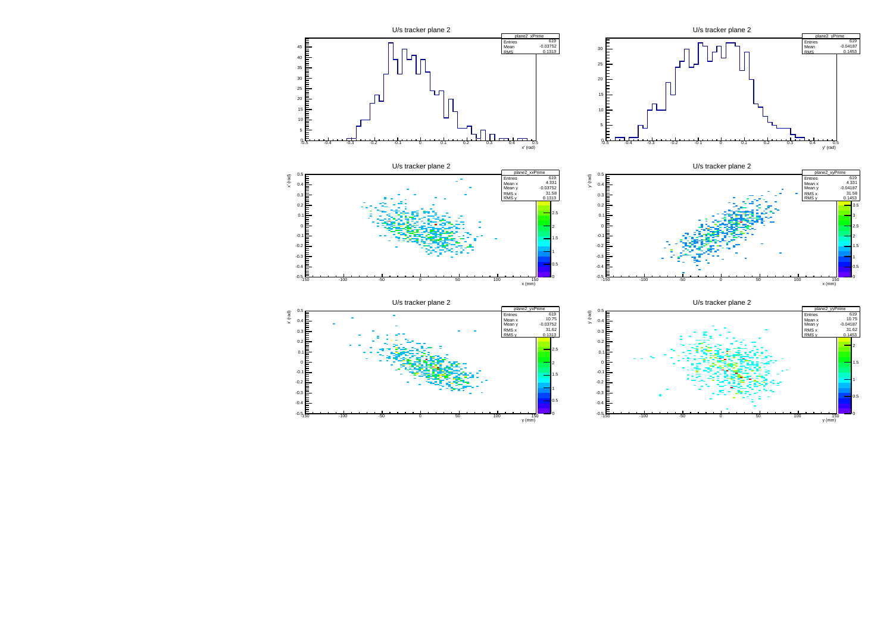U/s tracker plane 2

| plane2_xPrime | |
|---|---|
| Entries | 619 |
| Mean | -0.03752 |
| RMS | 0.1313 |

x' (rad)

U/s tracker plane 2

| plane2_yPrime | |
|---|---|
| Entries | 619 |
| Mean | -0.04187 |
| RMS | 0.1453 |

y' (rad)

U/s tracker plane 2

| plane2_xxPrime | |
|---|---|
| Entries | 619 |
| Mean x | 4.331 |
| Mean y | -0.03752 |
| RMS x | 31.58 |
| RMS y | 0.1313 |

x' (rad) vs. x (mm)

U/s tracker plane 2

| plane2_xyPrime | |
|---|---|
| Entries | 619 |
| Mean x | 4.331 |
| Mean y | -0.04187 |
| RMS x | 31.58 |
| RMS y | 0.1453 |

y' (rad) vs. x (mm)

U/s tracker plane 2

| plane2_yxPrime | |
|---|---|
| Entries | 619 |
| Mean x | 10.75 |
| Mean y | -0.03752 |
| RMS x | 31.62 |
| RMS y | 0.1313 |

x' (rad) vs. y (mm)

U/s tracker plane 2

| plane2_yyPrime | |
|---|---|
| Entries | 619 |
| Mean x | 10.75 |
| Mean y | -0.04187 |
| RMS x | 31.62 |
| RMS y | 0.1453 |

y' (rad) vs. y (mm)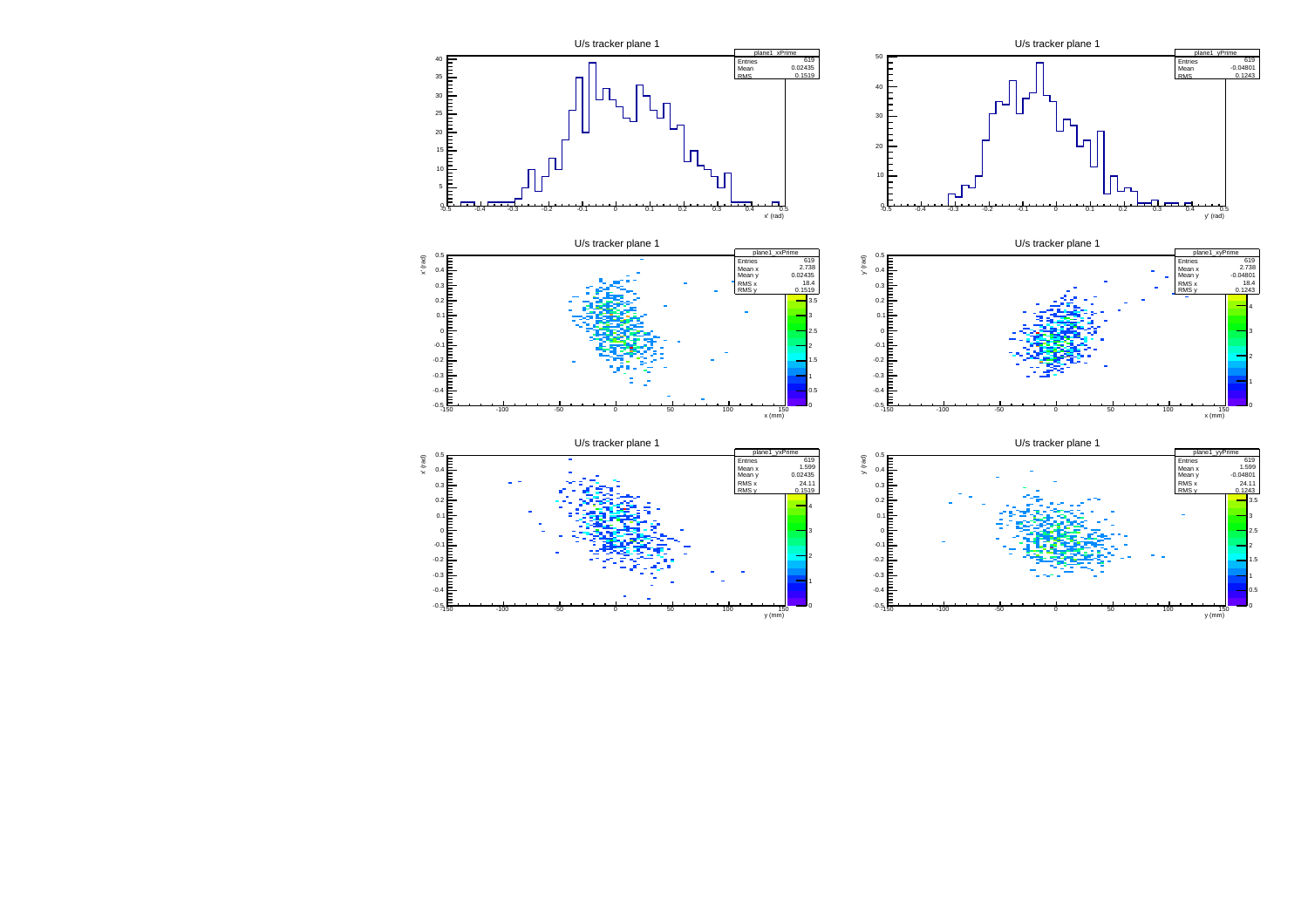U/s tracker plane 1

| plane1_xPrime | |
|---|---|
| Entries | 619 |
| Mean | 0.02435 |
| RMS | 0.1519 |

U/s tracker plane 1

| plane1_yPrime | |
|---|---|
| Entries | 619 |
| Mean | -0.04801 |
| RMS | 0.1243 |

U/s tracker plane 1

| plane1_xxPrime | |
|---|---|
| Entries | 619 |
| Mean x | 2.738 |
| Mean y | 0.02435 |
| RMS x | 18.4 |
| RMS y | 0.1519 |

U/s tracker plane 1

| plane1_xyPrime | |
|---|---|
| Entries | 619 |
| Mean x | 2.738 |
| Mean y | -0.04801 |
| RMS x | 18.4 |
| RMS y | 0.1243 |

U/s tracker plane 1

| plane1_yxPrime | |
|---|---|
| Entries | 619 |
| Mean x | 1.599 |
| Mean y | 0.02435 |
| RMS x | 24.11 |
| RMS y | 0.1519 |

U/s tracker plane 1

| plane1_yyPrime | |
|---|---|
| Entries | 619 |
| Mean x | 1.599 |
| Mean y | -0.04801 |
| RMS x | 24.11 |
| RMS y | 0.1243 |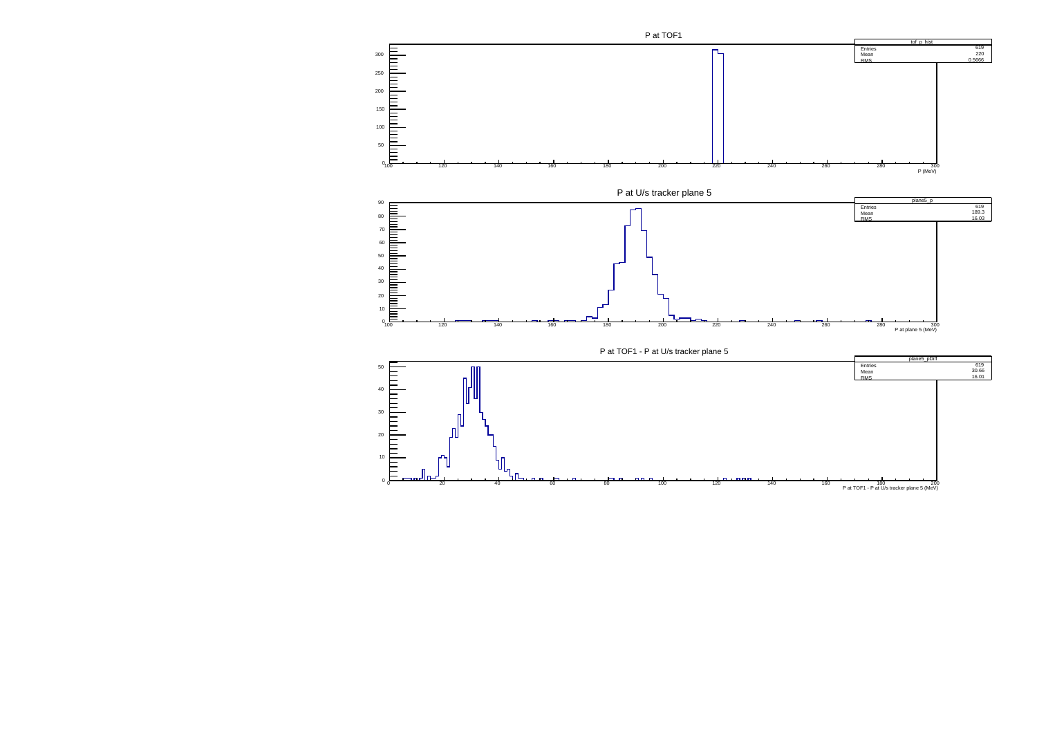P at TOF1

| tof_p_hist | |
|---|---|
| Entries | 619 |
| Mean | 220 |
| RMS | 0.5666 |

P (MeV)

P at U/s tracker plane 5

| plane5_p | |
|---|---|
| Entries | 619 |
| Mean | 189.3 |
| RMS | 16.03 |

P at plane 5 (MeV)

P at TOF1 - P at U/s tracker plane 5

| plane5_pDiff | |
|---|---|
| Entries | 619 |
| Mean | 30.66 |
| RMS | 16.01 |

P at TOF1 - P at U/s tracker plane 5 (MeV)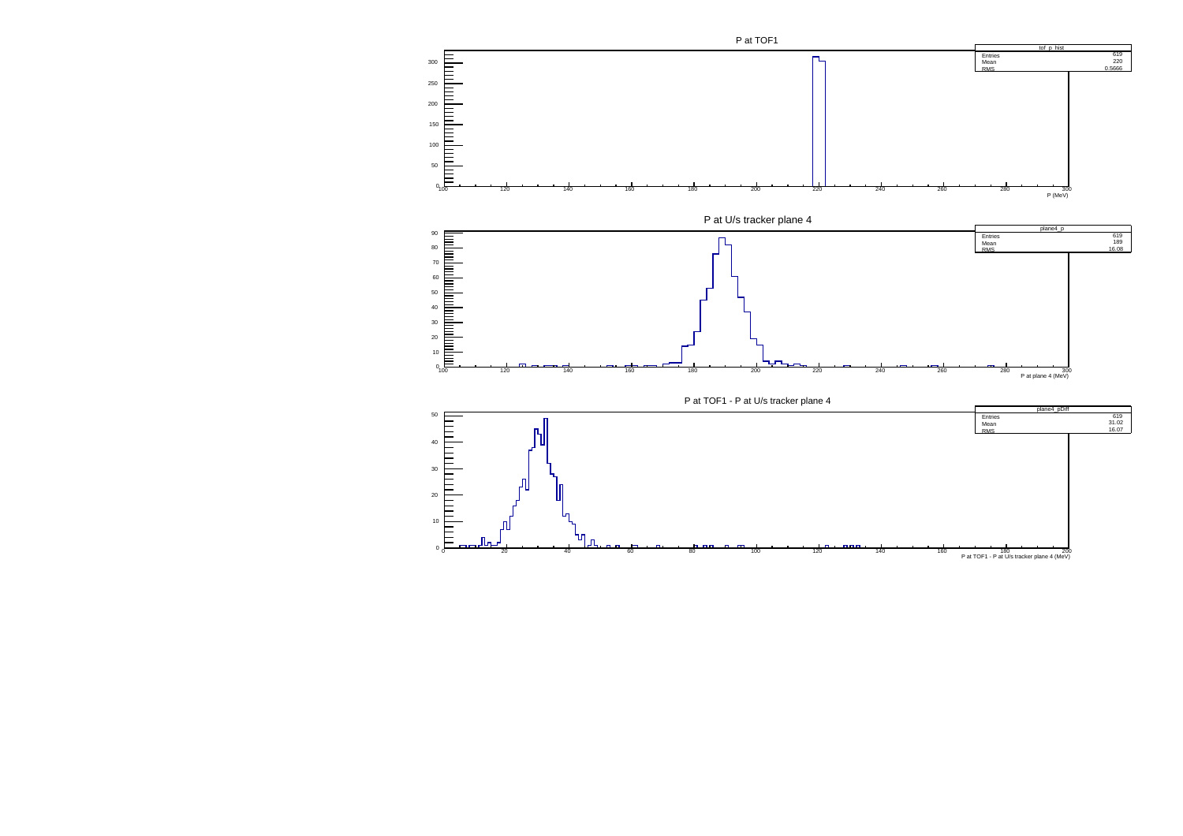P at TOF1

| tof_p_hist | |
| --- | --- |
| Entries | 619 |
| Mean | 220 |
| RMS | 0.5666 |

P (MeV)

P at U/s tracker plane 4

| plane4_p | |
| --- | --- |
| Entries | 619 |
| Mean | 189 |
| RMS | 16.08 |

P at plane 4 (MeV)

P at TOF1 - P at U/s tracker plane 4

| plane4_pDiff | |
| --- | --- |
| Entries | 619 |
| Mean | 31.02 |
| RMS | 16.07 |

P at TOF1 - P at U/s tracker plane 4 (MeV)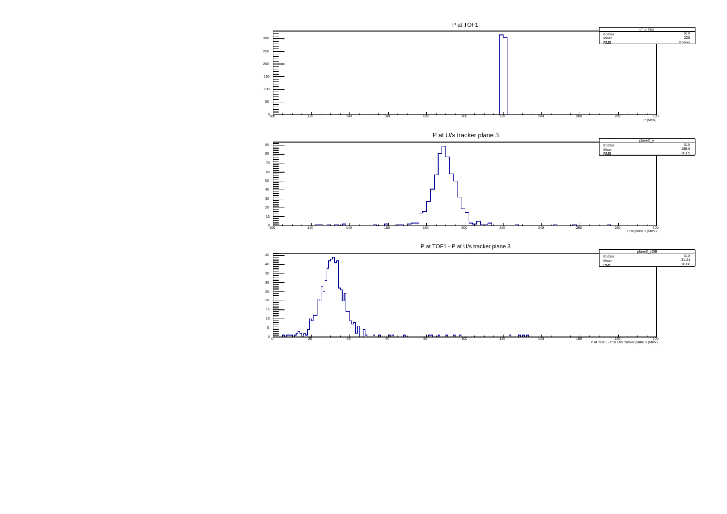P at TOF1

| tof_p_hist | |
| --- | --- |
| Entries | 619 |
| Mean | 220 |
| RMS | 0.5666 |

P (MeV)

P at U/s tracker plane 3

| plane3_p | |
| --- | --- |
| Entries | 619 |
| Mean | 188.8 |
| RMS | 16.09 |

P at plane 3 (MeV)

P at TOF1 - P at U/s tracker plane 3

| plane3_pDiff | |
| --- | --- |
| Entries | 619 |
| Mean | 31.21 |
| RMS | 16.08 |

P at TOF1 - P at U/s tracker plane 3 (MeV)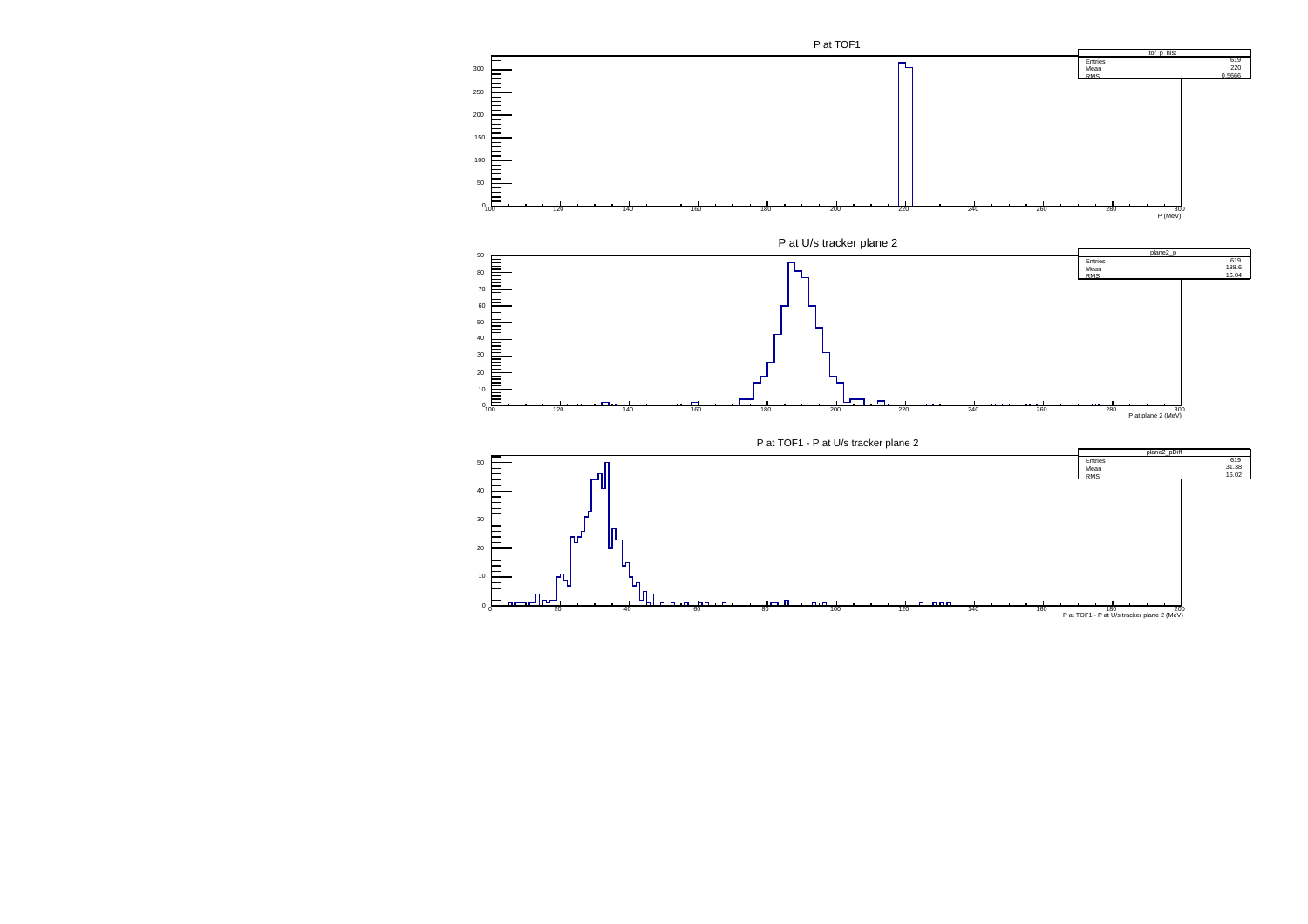P at TOF1

| tof_p_hist | |
|---|---|
| Entries | 619 |
| Mean | 220 |
| RMS | 0.5666 |

P (MeV)

P at U/s tracker plane 2

| plane2_p | |
|---|---|
| Entries | 619 |
| Mean | 188.6 |
| RMS | 16.04 |

P at plane 2 (MeV)

P at TOF1 - P at U/s tracker plane 2

| plane2_pDiff | |
|---|---|
| Entries | 619 |
| Mean | 31.38 |
| RMS | 16.02 |

P at TOF1 - P at U/s tracker plane 2 (MeV)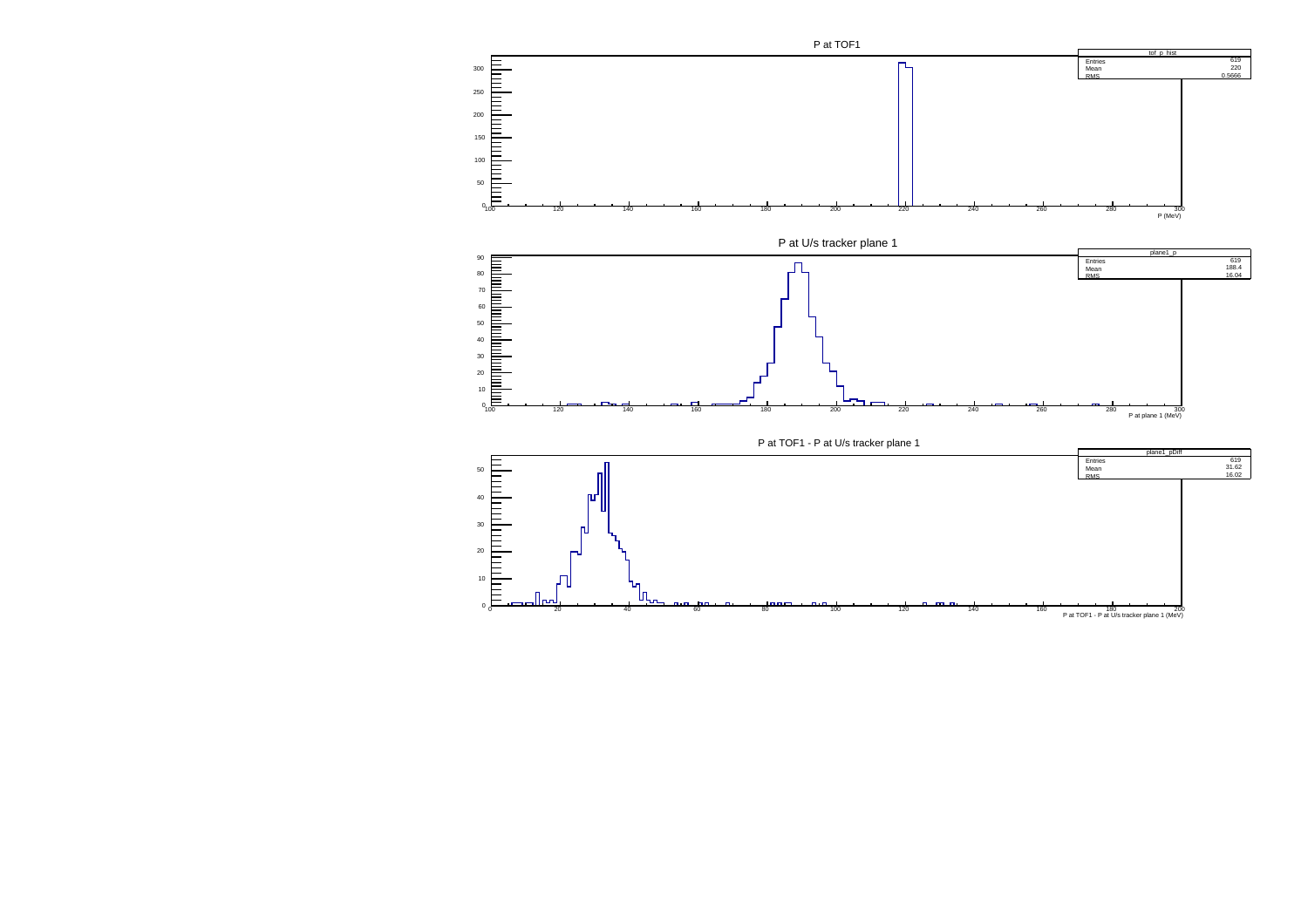P at TOF1

tof_p_hist

Entries 619

Mean 220

RMS 0.5666

0 50 100 150 200 250 300

100 120 140 160 180 200 220 240 260 280 300

P (MeV)

P at U/s tracker plane 1

plane1_p

Entries 619

Mean 188.4

RMS 16.04

0 10 20 30 40 50 60 70 80 90

100 120 140 160 180 200 220 240 260 280 300

P at plane 1 (MeV)

P at TOF1 - P at U/s tracker plane 1

plane1_pDiff

Entries 619

Mean 31.62

RMS 16.02

0 10 20 30 40 50

0 20 40 60 80 100 120 140 160 180 200

P at TOF1 - P at U/s tracker plane 1 (MeV)